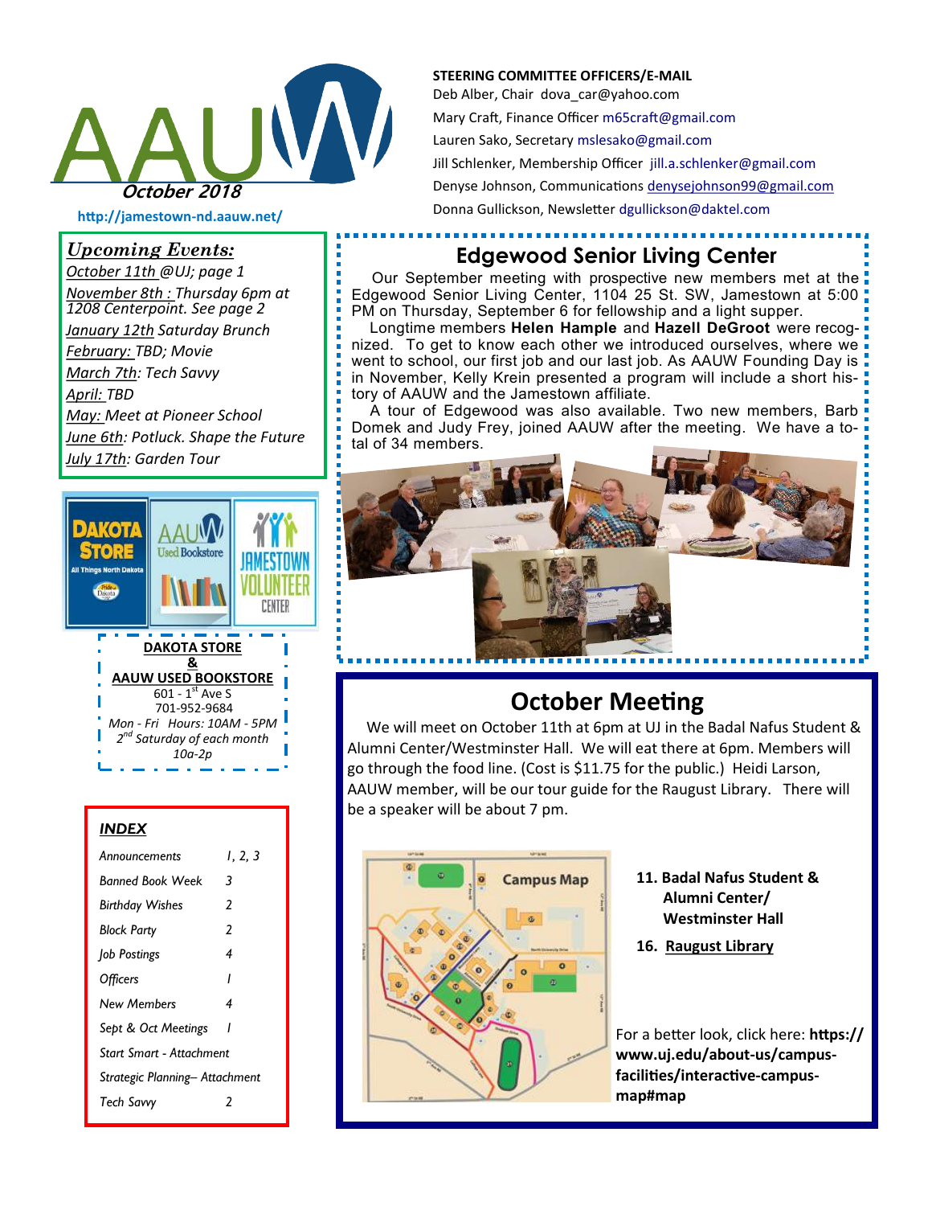# AAUW

*October 2018*

http://jamestown-nd.aauw.net/

**STEERING COMMITTEE OFFICERS/E-MAIL**

Deb Alber, Chair dova_car@yahoo.com

Mary Craft, Finance Officer m65craft@gmail.com

Lauren Sako, Secretary mslesako@gmail.com

Jill Schlenker, Membership Officer jill.a.schlenker@gmail.com

Denyse Johnson, Communications denysejohnson99@gmail.com

Donna Gullickson, Newsletter dgullickson@daktel.com

## *Upcoming Events:*

*October 11th @UJ; page 1*

*November 8th : Thursday 6pm at 1208 Centerpoint. See page 2*

*January 12th Saturday Brunch*

*February: TBD; Movie*

*March 7th: Tech Savvy*

*April: TBD*

*May: Meet at Pioneer School*

*June 6th: Potluck. Shape the Future*

*July 17th: Garden Tour*

**DAKOTA STORE & AAUW USED BOOKSTORE**

601 - 1st Ave S

701-952-9684

*Mon - Fri Hours: 10AM - 5PM*

*2nd Saturday of each month 10a-2p*

### *INDEX*

| | |
|---|---|
| *Announcements* | *1, 2, 3* |
| *Banned Book Week* | *3* |
| *Birthday Wishes* | *2* |
| *Block Party* | *2* |
| *Job Postings* | *4* |
| *Officers* | *1* |
| *New Members* | *4* |
| *Sept & Oct Meetings* | *1* |
| *Start Smart - Attachment* | |
| *Strategic Planning– Attachment* | |
| *Tech Savvy* | *2* |

## Edgewood Senior Living Center

Our September meeting with prospective new members met at the Edgewood Senior Living Center, 1104 25 St. SW, Jamestown at 5:00 PM on Thursday, September 6 for fellowship and a light supper.

Longtime members **Helen Hample** and **Hazell DeGroot** were recognized. To get to know each other we introduced ourselves, where we went to school, our first job and our last job. As AAUW Founding Day is in November, Kelly Krein presented a program will include a short history of AAUW and the Jamestown affiliate.

A tour of Edgewood was also available. Two new members, Barb Domek and Judy Frey, joined AAUW after the meeting. We have a total of 34 members.

## October Meeting

We will meet on October 11th at 6pm at UJ in the Badal Nafus Student & Alumni Center/Westminster Hall. Members will eat there at 6pm. Members will go through the food line. (Cost is $11.75 for the public.) Heidi Larson, AAUW member, will be our tour guide for the Raugust Library. There will be a speaker will be about 7 pm.

**11. Badal Nafus Student & Alumni Center/ Westminster Hall**

**16. Raugust Library**

For a better look, click here: **https://www.uj.edu/about-us/campus-facilities/interactive-campus-map#map**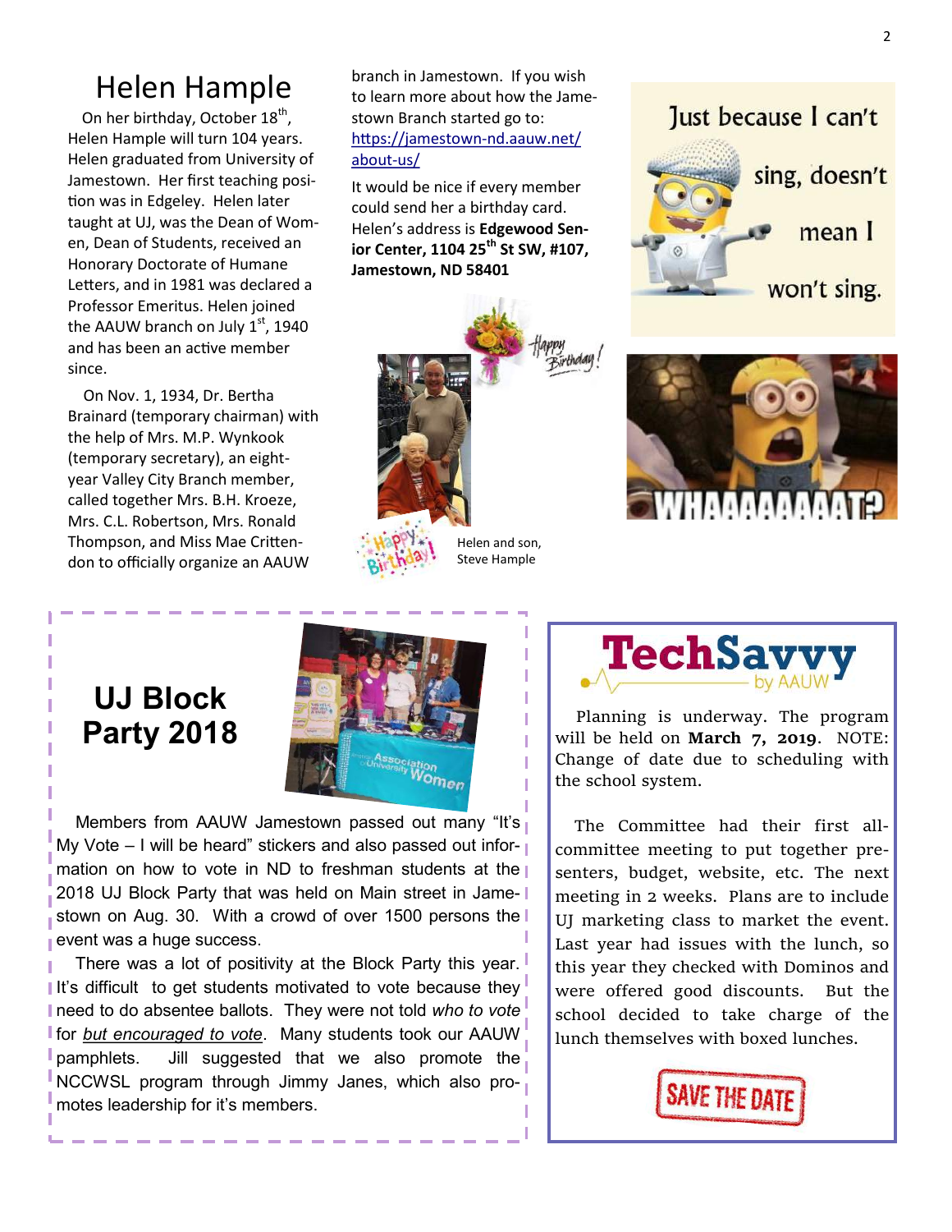# Helen Hample

On her birthday, October 18th, Helen Hample will turn 104 years. Helen graduated from University of Jamestown. Her first teaching position was in Edgeley. Helen later taught at UJ, was the Dean of Women, Dean of Students, received an Honorary Doctorate of Humane Letters, and in 1981 was declared a Professor Emeritus. Helen joined the AAUW branch on July 1st, 1940 and has been an active member since.

On Nov. 1, 1934, Dr. Bertha Brainard (temporary chairman) with the help of Mrs. M.P. Wynkook (temporary secretary), an eight-year Valley City Branch member, called together Mrs. B.H. Kroeze, Mrs. C.L. Robertson, Mrs. Ronald Thompson, and Miss Mae Crittendon to officially organize an AAUW branch in Jamestown. If you wish to learn more about how the Jamestown Branch started go to: https://jamestown-nd.aauw.net/about-us/

It would be nice if every member could send her a birthday card. Helen's address is **Edgewood Senior Center, 1104 25th St SW, #107, Jamestown, ND 58401**

Happy Birthday!

Helen and son, Steve Hample

Just because I can't sing, doesn't mean I won't sing.

WHAAAAAAAAT?

## UJ Block Party 2018

Members from AAUW Jamestown passed out many "It's My Vote – I will be heard" stickers and also passed out information on how to vote in ND to freshman students at the 2018 UJ Block Party that was held on Main street in Jamestown on Aug. 30. With a crowd of over 1500 persons the event was a huge success.

There was a lot of positivity at the Block Party this year. It's difficult to get students motivated to vote because they need to do absentee ballots. They were not told *who to vote* for *but encouraged to vote*. Many students took our AAUW pamphlets. Jill suggested that we also promote the NCCWSL program through Jimmy Janes, which also promotes leadership for it's members.

## TechSavvy by AAUW

Planning is underway. The program will be held on **March 7, 2019**. NOTE: Change of date due to scheduling with the school system.

The Committee had their first all-committee meeting to put together presenters, budget, website, etc. The next meeting in 2 weeks. Plans are to include UJ marketing class to market the event. Last year had issues with the lunch, so this year they checked with Dominos and were offered good discounts. But the school decided to take charge of the lunch themselves with boxed lunches.

SAVE THE DATE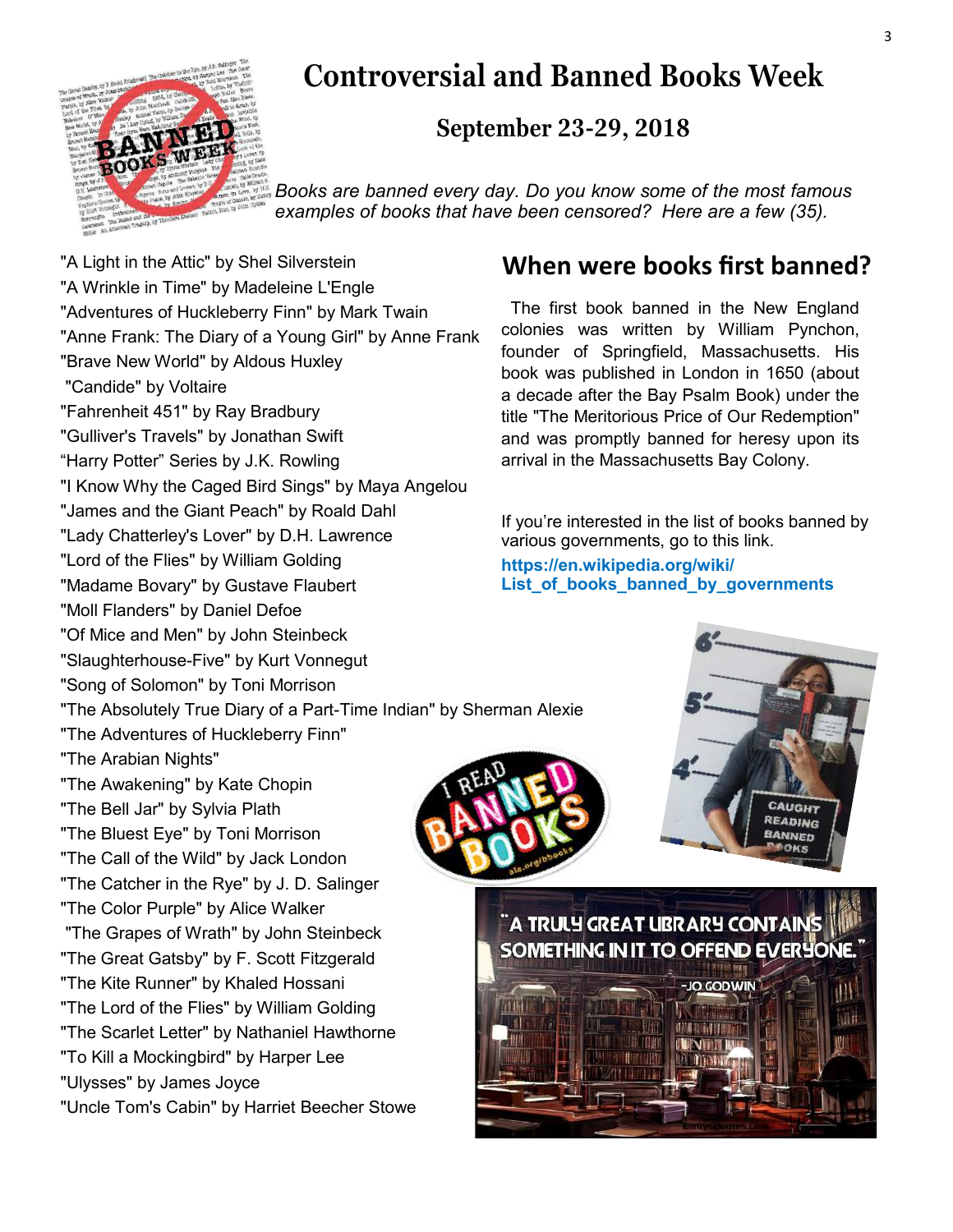# Controversial and Banned Books Week

## September 23-29, 2018

*Books are banned every day. Do you know some of the most famous examples of books that have been censored? Here are a few (35).*

"A Light in the Attic" by Shel Silverstein
"A Wrinkle in Time" by Madeleine L'Engle
"Adventures of Huckleberry Finn" by Mark Twain
"Anne Frank: The Diary of a Young Girl" by Anne Frank
"Brave New World" by Aldous Huxley
"Candide" by Voltaire
"Fahrenheit 451" by Ray Bradbury
"Gulliver's Travels" by Jonathan Swift
"Harry Potter" Series by J.K. Rowling
"I Know Why the Caged Bird Sings" by Maya Angelou
"James and the Giant Peach" by Roald Dahl
"Lady Chatterley's Lover" by D.H. Lawrence
"Lord of the Flies" by William Golding
"Madame Bovary" by Gustave Flaubert
"Moll Flanders" by Daniel Defoe
"Of Mice and Men" by John Steinbeck
"Slaughterhouse-Five" by Kurt Vonnegut
"Song of Solomon" by Toni Morrison
"The Absolutely True Diary of a Part-Time Indian" by Sherman Alexie
"The Adventures of Huckleberry Finn"
"The Arabian Nights"
"The Awakening" by Kate Chopin
"The Bell Jar" by Sylvia Plath
"The Bluest Eye" by Toni Morrison
"The Call of the Wild" by Jack London
"The Catcher in the Rye" by J. D. Salinger
"The Color Purple" by Alice Walker
"The Grapes of Wrath" by John Steinbeck
"The Great Gatsby" by F. Scott Fitzgerald
"The Kite Runner" by Khaled Hossani
"The Lord of the Flies" by William Golding
"The Scarlet Letter" by Nathaniel Hawthorne
"To Kill a Mockingbird" by Harper Lee
"Ulysses" by James Joyce
"Uncle Tom's Cabin" by Harriet Beecher Stowe

## When were books first banned?

The first book banned in the New England colonies was written by William Pynchon, founder of Springfield, Massachusetts. His book was published in London in 1650 (about a decade after the Bay Psalm Book) under the title "The Meritorious Price of Our Redemption" and was promptly banned for heresy upon its arrival in the Massachusetts Bay Colony.

If you're interested in the list of books banned by various governments, go to this link.

**https://en.wikipedia.org/wiki/List_of_books_banned_by_governments**

"A TRULY GREAT LIBRARY CONTAINS SOMETHING IN IT TO OFFEND EVERYONE." -JO GODWIN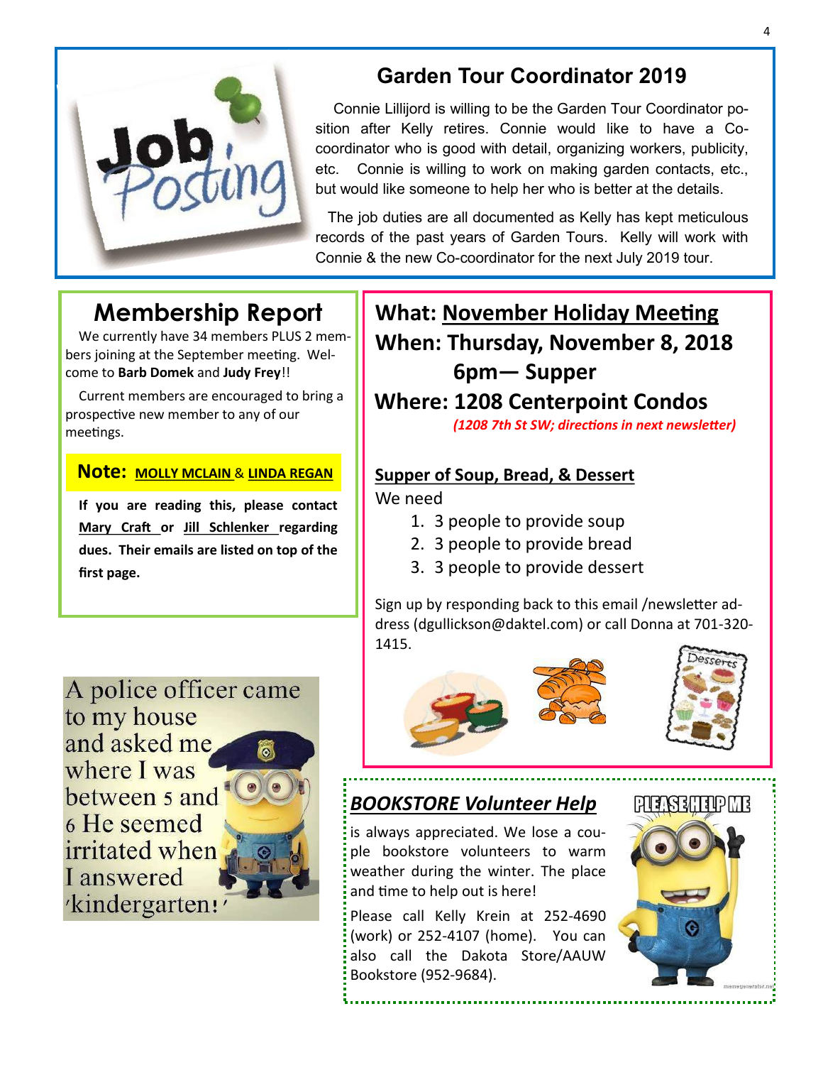## Garden Tour Coordinator 2019

Connie Lillijord is willing to be the Garden Tour Coordinator position after Kelly retires. Connie would like to have a Co-coordinator who is good with detail, organizing workers, publicity, etc. Connie is willing to work on making garden contacts, etc., but would like someone to help her who is better at the details.

The job duties are all documented as Kelly has kept meticulous records of the past years of Garden Tours. Kelly will work with Connie & the new Co-coordinator for the next July 2019 tour.

## Membership Report

We currently have 34 members PLUS 2 members joining at the September meeting. Welcome to **Barb Domek** and **Judy Frey**!!

Current members are encouraged to bring a prospective new member to any of our meetings.

**Note: MOLLY MCLAIN & LINDA REGAN**

**If you are reading this, please contact Mary Craft or Jill Schlenker regarding dues. Their emails are listed on top of the first page.**

## What: November Holiday Meeting

## When: Thursday, November 8, 2018

## 6pm— Supper

## Where: 1208 Centerpoint Condos

*(1208 7th St SW; directions in next newsletter)*

**Supper of Soup, Bread, & Dessert**

We need

1. 3 people to provide soup
2. 3 people to provide bread
3. 3 people to provide dessert

Sign up by responding back to this email /newsletter address (dgullickson@daktel.com) or call Donna at 701-320-1415.

A police officer came to my house and asked me where I was between 5 and 6 He seemed irritated when I answered 'kindergarten!'

### *BOOKSTORE Volunteer Help*

is always appreciated. We lose a couple bookstore volunteers to warm weather during the winter. The place and time to help out is here!

Please call Kelly Krein at 252-4690 (work) or 252-4107 (home). You can also call the Dakota Store/AAUW Bookstore (952-9684).